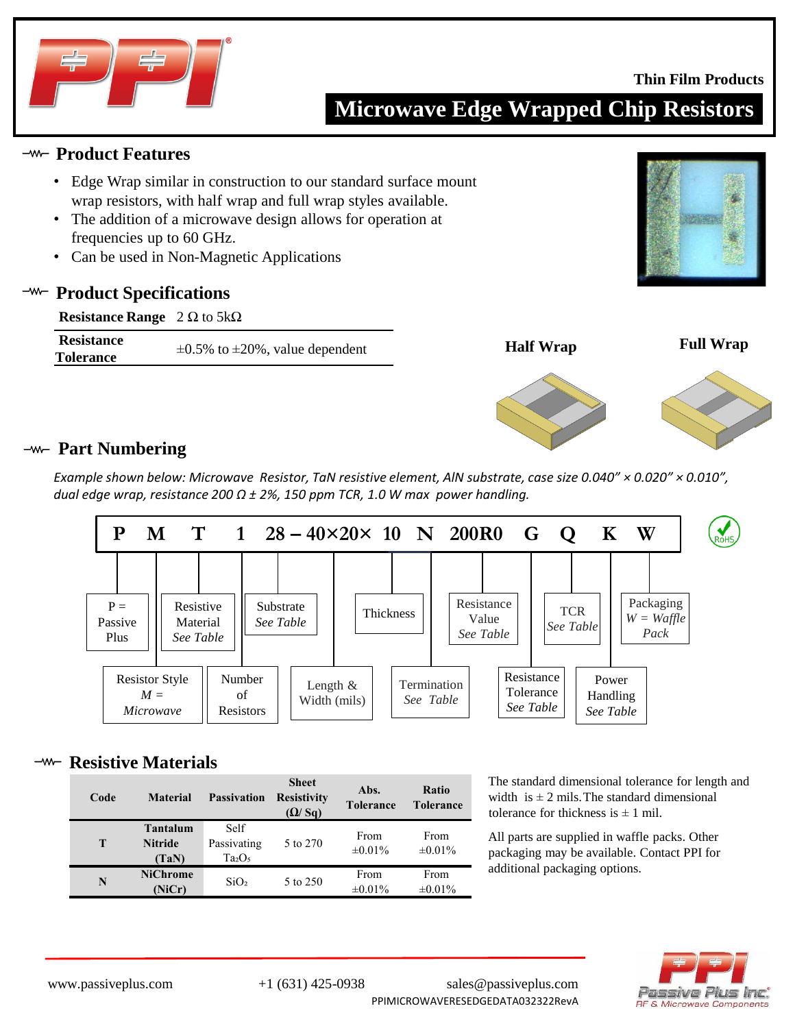Thin Film Products

# Microwave Edge Wrapped Chip Resistors

## Product Features

- Edge Wrap similar in construction to our standard surface mount wrap resistors, with half wrap and full wrap styles available.
- The addition of a microwave design allows for operation at frequencies up to 60 GHz.
- Can be used in Non-Magnetic Applications

## Product Specifications

| Resistance Range | 2 Ω to 5kΩ |
|---|---|
| Resistance Tolerance | ±0.5% to ±20%, value dependent |

Half Wrap

Full Wrap

## Part Numbering

*Example shown below: Microwave Resistor, TaN resistive element, AlN substrate, case size 0.040" × 0.020" × 0.010", dual edge wrap, resistance 200 Ω ± 2%, 150 ppm TCR, 1.0 W max power handling.*

**P M T 1 28 – 40×20× 10 N 200R0 G Q K W**

- P = Passive Plus
- M: Resistor Style — *M = Microwave*
- T: Resistive Material — *See Table*
- 1: Number of Resistors
- 28: Substrate — *See Table*
- 40×20: Length & Width (mils)
- 10: Thickness
- N: Termination — *See Table*
- 200R0: Resistance Value — *See Table*
- G: Resistance Tolerance — *See Table*
- Q: TCR — *See Table*
- K: Power Handling — *See Table*
- W: Packaging — *W = Waffle Pack*

RoHS

## Resistive Materials

| Code | Material | Passivation | Sheet Resistivity (Ω/ Sq) | Abs. Tolerance | Ratio Tolerance |
|---|---|---|---|---|---|
| T | Tantalum Nitride (TaN) | Self Passivating $Ta_2O_5$ | 5 to 270 | From ±0.01% | From ±0.01% |
| N | NiChrome (NiCr) | $SiO_2$ | 5 to 250 | From ±0.01% | From ±0.01% |

The standard dimensional tolerance for length and width is ± 2 mils. The standard dimensional tolerance for thickness is ± 1 mil.

All parts are supplied in waffle packs. Other packaging may be available. Contact PPI for additional packaging options.

www.passiveplus.com +1 (631) 425-0938 sales@passiveplus.com

PPIMICROWAVERESEDGEDATA032322RevA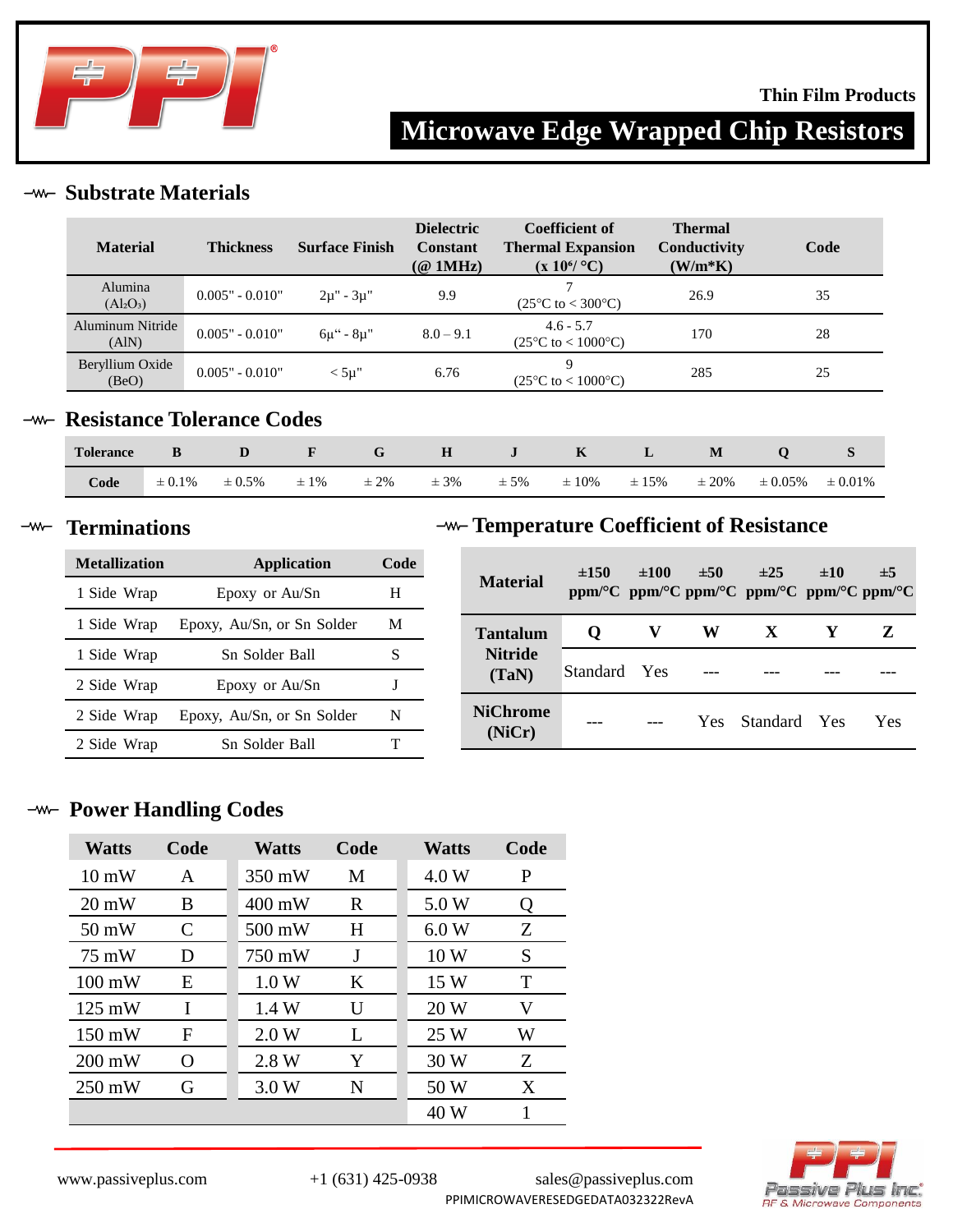Thin Film Products

# Microwave Edge Wrapped Chip Resistors

## Substrate Materials

| Material | Thickness | Surface Finish | Dielectric Constant (@ 1MHz) | Coefficient of Thermal Expansion (x $10^6$/ °C) | Thermal Conductivity (W/m*K) | Code |
|---|---|---|---|---|---|---|
| Alumina ($Al_2O_3$) | 0.005" - 0.010" | 2µ" - 3µ" | 9.9 | 7 (25°C to < 300°C) | 26.9 | 35 |
| Aluminum Nitride (AlN) | 0.005" - 0.010" | 6µ" - 8µ" | 8.0 – 9.1 | 4.6 - 5.7 (25°C to < 1000°C) | 170 | 28 |
| Beryllium Oxide (BeO) | 0.005" - 0.010" | < 5µ" | 6.76 | 9 (25°C to < 1000°C) | 285 | 25 |

## Resistance Tolerance Codes

| Tolerance | B | D | F | G | H | J | K | L | M | Q | S |
|---|---|---|---|---|---|---|---|---|---|---|---|
| Code | ± 0.1% | ± 0.5% | ± 1% | ± 2% | ± 3% | ± 5% | ± 10% | ± 15% | ± 20% | ± 0.05% | ± 0.01% |

## Terminations

| Metallization | Application | Code |
|---|---|---|
| 1 Side Wrap | Epoxy or Au/Sn | H |
| 1 Side Wrap | Epoxy, Au/Sn, or Sn Solder | M |
| 1 Side Wrap | Sn Solder Ball | S |
| 2 Side Wrap | Epoxy or Au/Sn | J |
| 2 Side Wrap | Epoxy, Au/Sn, or Sn Solder | N |
| 2 Side Wrap | Sn Solder Ball | T |

## Temperature Coefficient of Resistance

| Material | ±150 ppm/°C | ±100 ppm/°C | ±50 ppm/°C | ±25 ppm/°C | ±10 ppm/°C | ±5 ppm/°C |
|---|---|---|---|---|---|---|
| Tantalum Nitride (TaN) | Q | V | W | X | Y | Z |
| | Standard | Yes | --- | --- | --- | --- |
| NiChrome (NiCr) | --- | --- | Yes | Standard | Yes | Yes |

## Power Handling Codes

| Watts | Code | Watts | Code | Watts | Code |
|---|---|---|---|---|---|
| 10 mW | A | 350 mW | M | 4.0 W | P |
| 20 mW | B | 400 mW | R | 5.0 W | Q |
| 50 mW | C | 500 mW | H | 6.0 W | Z |
| 75 mW | D | 750 mW | J | 10 W | S |
| 100 mW | E | 1.0 W | K | 15 W | T |
| 125 mW | I | 1.4 W | U | 20 W | V |
| 150 mW | F | 2.0 W | L | 25 W | W |
| 200 mW | O | 2.8 W | Y | 30 W | Z |
| 250 mW | G | 3.0 W | N | 50 W | X |
| | | | | 40 W | 1 |

www.passiveplus.com +1 (631) 425-0938 sales@passiveplus.com

PPIMICROWAVERESEDGEDATA032322RevA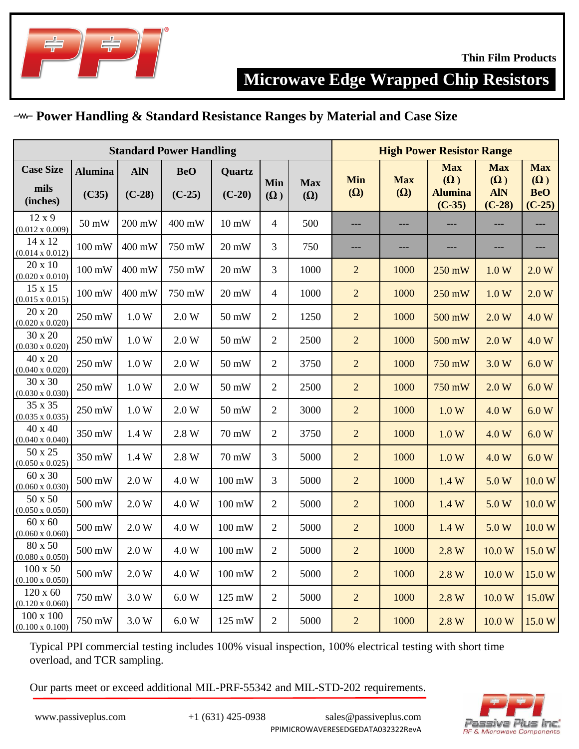Thin Film Products

# Microwave Edge Wrapped Chip Resistors

## Power Handling & Standard Resistance Ranges by Material and Case Size

| Standard Power Handling | | | | | | | High Power Resistor Range | | | | |
|---|---|---|---|---|---|---|---|---|---|---|---|
| Case Size mils (inches) | Alumina (C35) | AlN (C-28) | BeO (C-25) | Quartz (C-20) | Min (Ω) | Max (Ω) | Min (Ω) | Max (Ω) | Max (Ω) Alumina (C-35) | Max (Ω) AlN (C-28) | Max (Ω) BeO (C-25) |
| 12 x 9 (0.012 x 0.009) | 50 mW | 200 mW | 400 mW | 10 mW | 4 | 500 | --- | --- | --- | --- | --- |
| 14 x 12 (0.014 x 0.012) | 100 mW | 400 mW | 750 mW | 20 mW | 3 | 750 | --- | --- | --- | --- | --- |
| 20 x 10 (0.020 x 0.010) | 100 mW | 400 mW | 750 mW | 20 mW | 3 | 1000 | 2 | 1000 | 250 mW | 1.0 W | 2.0 W |
| 15 x 15 (0.015 x 0.015) | 100 mW | 400 mW | 750 mW | 20 mW | 4 | 1000 | 2 | 1000 | 250 mW | 1.0 W | 2.0 W |
| 20 x 20 (0.020 x 0.020) | 250 mW | 1.0 W | 2.0 W | 50 mW | 2 | 1250 | 2 | 1000 | 500 mW | 2.0 W | 4.0 W |
| 30 x 20 (0.030 x 0.020) | 250 mW | 1.0 W | 2.0 W | 50 mW | 2 | 2500 | 2 | 1000 | 500 mW | 2.0 W | 4.0 W |
| 40 x 20 (0.040 x 0.020) | 250 mW | 1.0 W | 2.0 W | 50 mW | 2 | 3750 | 2 | 1000 | 750 mW | 3.0 W | 6.0 W |
| 30 x 30 (0.030 x 0.030) | 250 mW | 1.0 W | 2.0 W | 50 mW | 2 | 2500 | 2 | 1000 | 750 mW | 2.0 W | 6.0 W |
| 35 x 35 (0.035 x 0.035) | 250 mW | 1.0 W | 2.0 W | 50 mW | 2 | 3000 | 2 | 1000 | 1.0 W | 4.0 W | 6.0 W |
| 40 x 40 (0.040 x 0.040) | 350 mW | 1.4 W | 2.8 W | 70 mW | 2 | 3750 | 2 | 1000 | 1.0 W | 4.0 W | 6.0 W |
| 50 x 25 (0.050 x 0.025) | 350 mW | 1.4 W | 2.8 W | 70 mW | 3 | 5000 | 2 | 1000 | 1.0 W | 4.0 W | 6.0 W |
| 60 x 30 (0.060 x 0.030) | 500 mW | 2.0 W | 4.0 W | 100 mW | 3 | 5000 | 2 | 1000 | 1.4 W | 5.0 W | 10.0 W |
| 50 x 50 (0.050 x 0.050) | 500 mW | 2.0 W | 4.0 W | 100 mW | 2 | 5000 | 2 | 1000 | 1.4 W | 5.0 W | 10.0 W |
| 60 x 60 (0.060 x 0.060) | 500 mW | 2.0 W | 4.0 W | 100 mW | 2 | 5000 | 2 | 1000 | 1.4 W | 5.0 W | 10.0 W |
| 80 x 50 (0.080 x 0.050) | 500 mW | 2.0 W | 4.0 W | 100 mW | 2 | 5000 | 2 | 1000 | 2.8 W | 10.0 W | 15.0 W |
| 100 x 50 (0.100 x 0.050) | 500 mW | 2.0 W | 4.0 W | 100 mW | 2 | 5000 | 2 | 1000 | 2.8 W | 10.0 W | 15.0 W |
| 120 x 60 (0.120 x 0.060) | 750 mW | 3.0 W | 6.0 W | 125 mW | 2 | 5000 | 2 | 1000 | 2.8 W | 10.0 W | 15.0W |
| 100 x 100 (0.100 x 0.100) | 750 mW | 3.0 W | 6.0 W | 125 mW | 2 | 5000 | 2 | 1000 | 2.8 W | 10.0 W | 15.0 W |

Typical PPI commercial testing includes 100% visual inspection, 100% electrical testing with short time overload, and TCR sampling.

Our parts meet or exceed additional MIL-PRF-55342 and MIL-STD-202 requirements.

www.passiveplus.com +1 (631) 425-0938 sales@passiveplus.com

PPIMICROWAVERESEDGEDATA032322RevA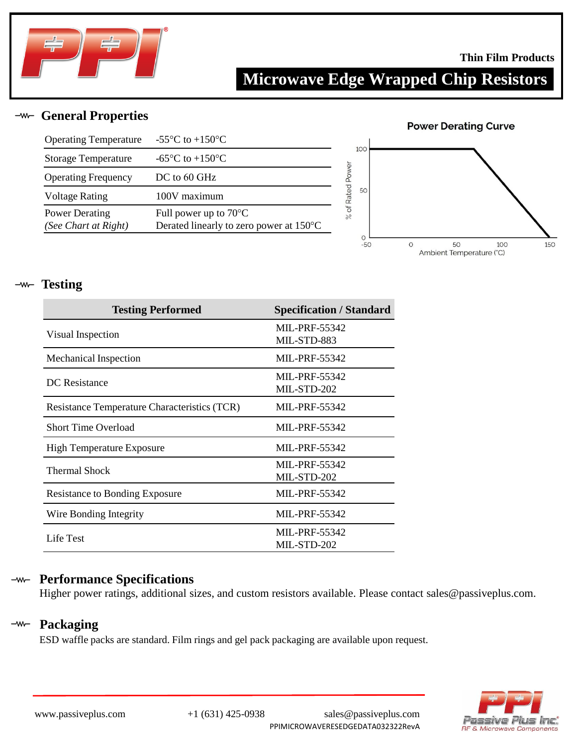Thin Film Products

# Microwave Edge Wrapped Chip Resistors

## General Properties

| | |
|---|---|
| Operating Temperature | -55°C to +150°C |
| Storage Temperature | -65°C to +150°C |
| Operating Frequency | DC to 60 GHz |
| Voltage Rating | 100V maximum |
| Power Derating *(See Chart at Right)* | Full power up to 70°C Derated linearly to zero power at 150°C |

**Power Derating Curve**

% of Rated Power

100

50

0

-50

0

50

100

150

Ambient Temperature (°C)

## Testing

| Testing Performed | Specification / Standard |
|---|---|
| Visual Inspection | MIL-PRF-55342 MIL-STD-883 |
| Mechanical Inspection | MIL-PRF-55342 |
| DC Resistance | MIL-PRF-55342 MIL-STD-202 |
| Resistance Temperature Characteristics (TCR) | MIL-PRF-55342 |
| Short Time Overload | MIL-PRF-55342 |
| High Temperature Exposure | MIL-PRF-55342 |
| Thermal Shock | MIL-PRF-55342 MIL-STD-202 |
| Resistance to Bonding Exposure | MIL-PRF-55342 |
| Wire Bonding Integrity | MIL-PRF-55342 |
| Life Test | MIL-PRF-55342 MIL-STD-202 |

## Performance Specifications

Higher power ratings, additional sizes, and custom resistors available. Please contact sales@passiveplus.com.

## Packaging

ESD waffle packs are standard. Film rings and gel pack packaging are available upon request.

www.passiveplus.com +1 (631) 425-0938 sales@passiveplus.com

PPIMICROWAVERESEDGEDATA032322RevA